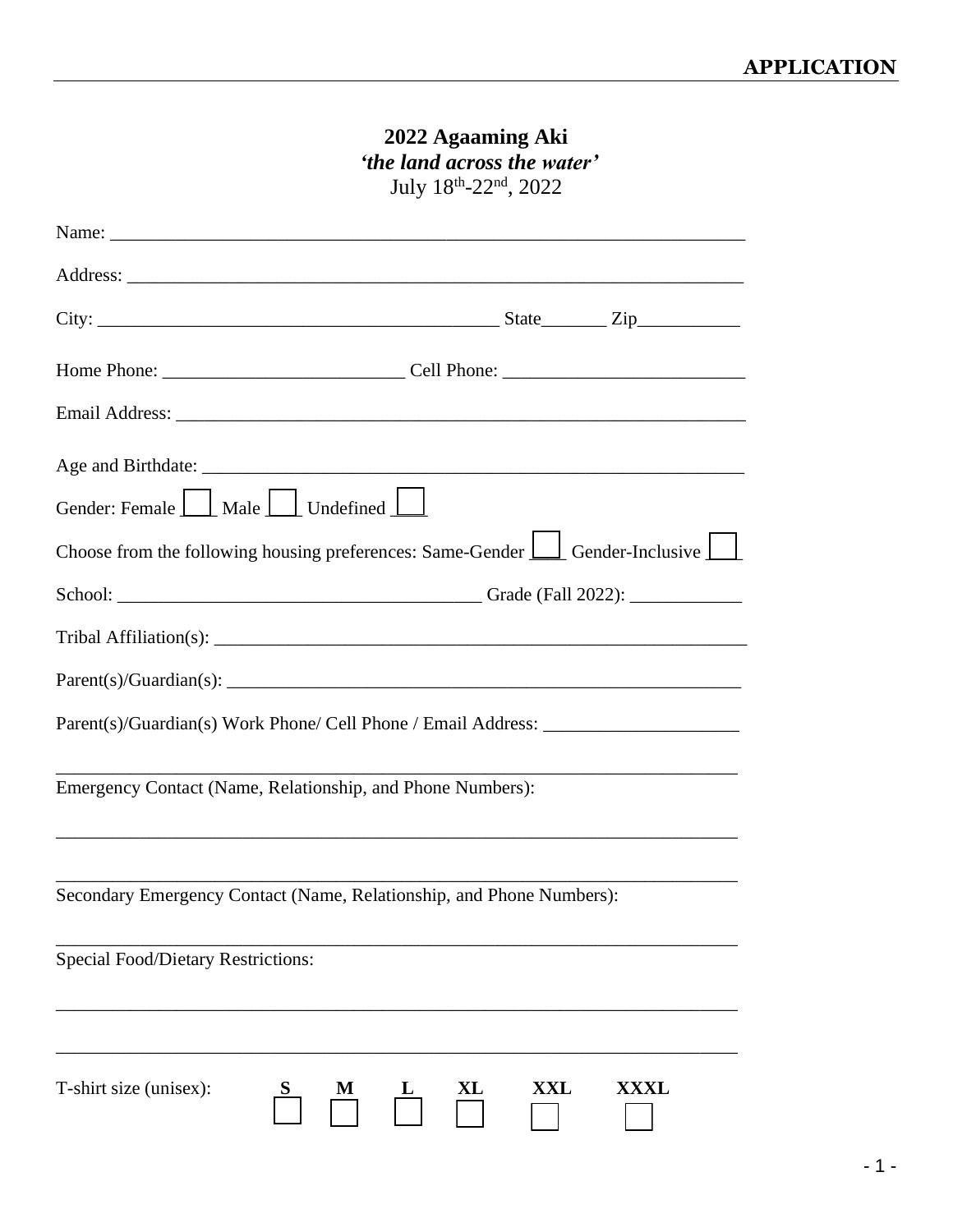**APPLICATION**

**2022 Agaaming Aki**
***'the land across the water'***
July 18th-22nd, 2022

Name: ___________________________________________________________________

Address: _________________________________________________________________

City: ____________________________________________ State_______ Zip___________

Home Phone: _________________________ Cell Phone: _________________________

Email Address: ____________________________________________________________

Age and Birthdate: _________________________________________________________

Gender: Female ☐ Male ☐ Undefined ☐

Choose from the following housing preferences: Same-Gender ☐ Gender-Inclusive ☐

School: _______________________________________ Grade (Fall 2022): ____________

Tribal Affiliation(s): ________________________________________________________

Parent(s)/Guardian(s): _______________________________________________________

Parent(s)/Guardian(s) Work Phone/ Cell Phone / Email Address: _____________________

__________________________________________________________________________

Emergency Contact (Name, Relationship, and Phone Numbers):

__________________________________________________________________________

__________________________________________________________________________

Secondary Emergency Contact (Name, Relationship, and Phone Numbers):

__________________________________________________________________________

Special Food/Dietary Restrictions:

__________________________________________________________________________

__________________________________________________________________________

T-shirt size (unisex): **S** ☐ **M** ☐ **L** ☐ **XL** ☐ **XXL** ☐ **XXXL** ☐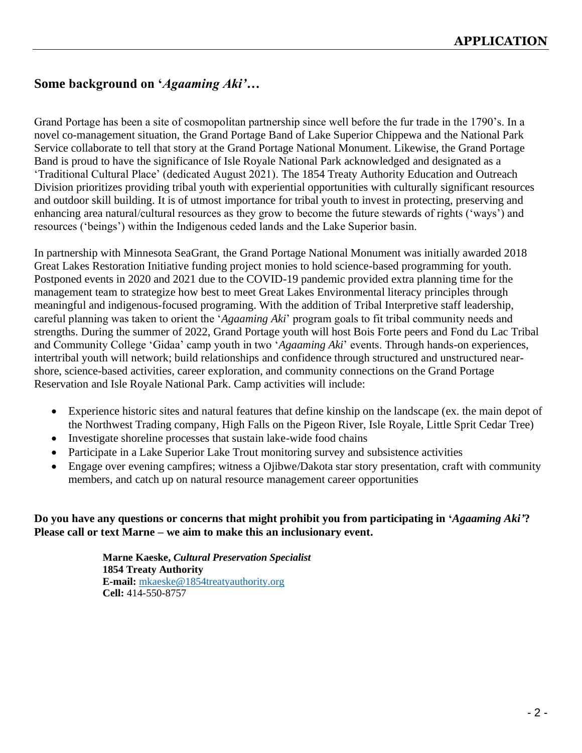**APPLICATION**

## Some background on '*Agaaming Aki'*…

Grand Portage has been a site of cosmopolitan partnership since well before the fur trade in the 1790's. In a novel co-management situation, the Grand Portage Band of Lake Superior Chippewa and the National Park Service collaborate to tell that story at the Grand Portage National Monument. Likewise, the Grand Portage Band is proud to have the significance of Isle Royale National Park acknowledged and designated as a 'Traditional Cultural Place' (dedicated August 2021). The 1854 Treaty Authority Education and Outreach Division prioritizes providing tribal youth with experiential opportunities with culturally significant resources and outdoor skill building. It is of utmost importance for tribal youth to invest in protecting, preserving and enhancing area natural/cultural resources as they grow to become the future stewards of rights ('ways') and resources ('beings') within the Indigenous ceded lands and the Lake Superior basin.

In partnership with Minnesota SeaGrant, the Grand Portage National Monument was initially awarded 2018 Great Lakes Restoration Initiative funding project monies to hold science-based programming for youth. Postponed events in 2020 and 2021 due to the COVID-19 pandemic provided extra planning time for the management team to strategize how best to meet Great Lakes Environmental literacy principles through meaningful and indigenous-focused programing. With the addition of Tribal Interpretive staff leadership, careful planning was taken to orient the '*Agaaming Aki*' program goals to fit tribal community needs and strengths. During the summer of 2022, Grand Portage youth will host Bois Forte peers and Fond du Lac Tribal and Community College 'Gidaa' camp youth in two '*Agaaming Aki*' events. Through hands-on experiences, intertribal youth will network; build relationships and confidence through structured and unstructured near-shore, science-based activities, career exploration, and community connections on the Grand Portage Reservation and Isle Royale National Park. Camp activities will include:

- Experience historic sites and natural features that define kinship on the landscape (ex. the main depot of the Northwest Trading company, High Falls on the Pigeon River, Isle Royale, Little Sprit Cedar Tree)
- Investigate shoreline processes that sustain lake-wide food chains
- Participate in a Lake Superior Lake Trout monitoring survey and subsistence activities
- Engage over evening campfires; witness a Ojibwe/Dakota star story presentation, craft with community members, and catch up on natural resource management career opportunities

**Do you have any questions or concerns that might prohibit you from participating in '*Agaaming Aki'*? Please call or text Marne – we aim to make this an inclusionary event.**

**Marne Kaeske,** ***Cultural Preservation Specialist***
**1854 Treaty Authority**
**E-mail:** mkaeske@1854treatyauthority.org
**Cell:** 414-550-8757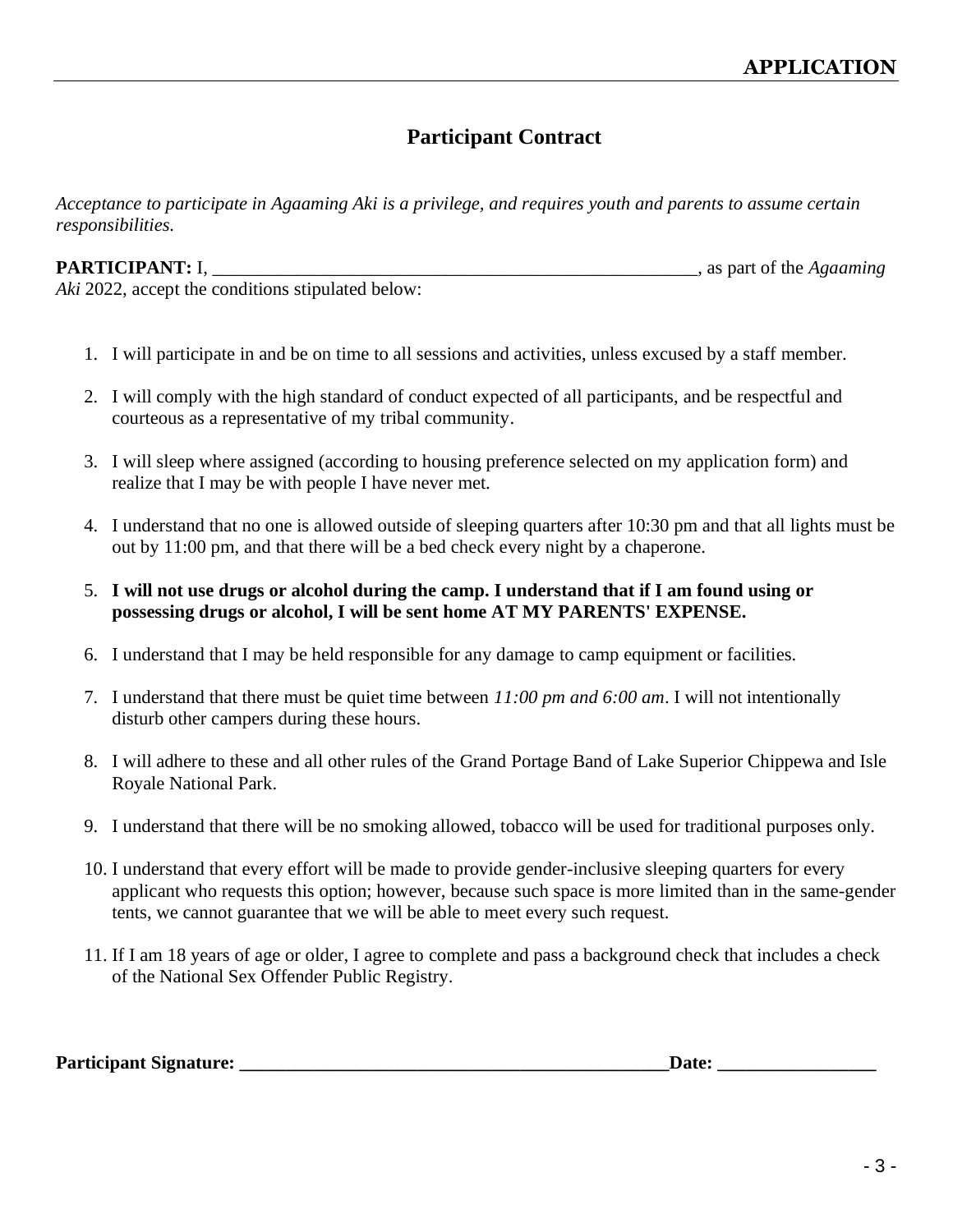**APPLICATION**

## Participant Contract

*Acceptance to participate in Agaaming Aki is a privilege, and requires youth and parents to assume certain responsibilities.*

**PARTICIPANT:** I, _______________________________________________________, as part of the *Agaaming Aki* 2022, accept the conditions stipulated below:

1. I will participate in and be on time to all sessions and activities, unless excused by a staff member.
2. I will comply with the high standard of conduct expected of all participants, and be respectful and courteous as a representative of my tribal community.
3. I will sleep where assigned (according to housing preference selected on my application form) and realize that I may be with people I have never met.
4. I understand that no one is allowed outside of sleeping quarters after 10:30 pm and that all lights must be out by 11:00 pm, and that there will be a bed check every night by a chaperone.
5. **I will not use drugs or alcohol during the camp. I understand that if I am found using or possessing drugs or alcohol, I will be sent home AT MY PARENTS' EXPENSE.**
6. I understand that I may be held responsible for any damage to camp equipment or facilities.
7. I understand that there must be quiet time between *11:00 pm and 6:00 am*. I will not intentionally disturb other campers during these hours.
8. I will adhere to these and all other rules of the Grand Portage Band of Lake Superior Chippewa and Isle Royale National Park.
9. I understand that there will be no smoking allowed, tobacco will be used for traditional purposes only.
10. I understand that every effort will be made to provide gender-inclusive sleeping quarters for every applicant who requests this option; however, because such space is more limited than in the same-gender tents, we cannot guarantee that we will be able to meet every such request.
11. If I am 18 years of age or older, I agree to complete and pass a background check that includes a check of the National Sex Offender Public Registry.

**Participant Signature: _______________________________________________Date: ________________**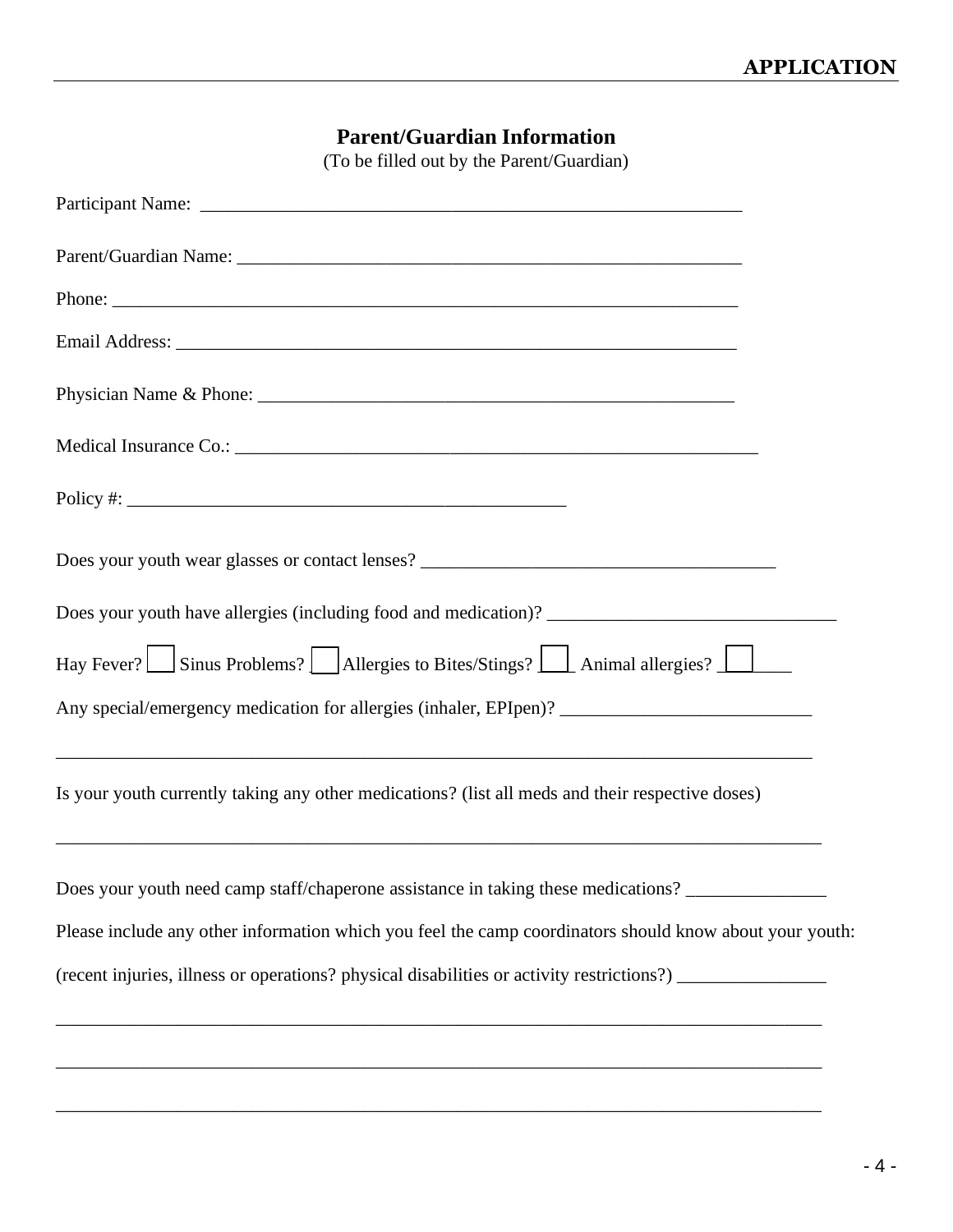**APPLICATION**

## Parent/Guardian Information

(To be filled out by the Parent/Guardian)

Participant Name: ____________________________________________________________

Parent/Guardian Name: ________________________________________________________

Phone: ______________________________________________________________________

Email Address: ________________________________________________________________

Physician Name & Phone: ______________________________________________________

Medical Insurance Co.: ________________________________________________________

Policy #: ________________________________________________

Does your youth wear glasses or contact lenses? ______________________________________

Does your youth have allergies (including food and medication)? ______________________________

Hay Fever? ☐ Sinus Problems? ☐ Allergies to Bites/Stings? ☐ Animal allergies? ☐

Any special/emergency medication for allergies (inhaler, EPIpen)? ___________________________

______________________________________________________________________________

Is your youth currently taking any other medications? (list all meds and their respective doses)

______________________________________________________________________________

Does your youth need camp staff/chaperone assistance in taking these medications? _______________

Please include any other information which you feel the camp coordinators should know about your youth:

(recent injuries, illness or operations? physical disabilities or activity restrictions?) ________________

______________________________________________________________________________

______________________________________________________________________________

______________________________________________________________________________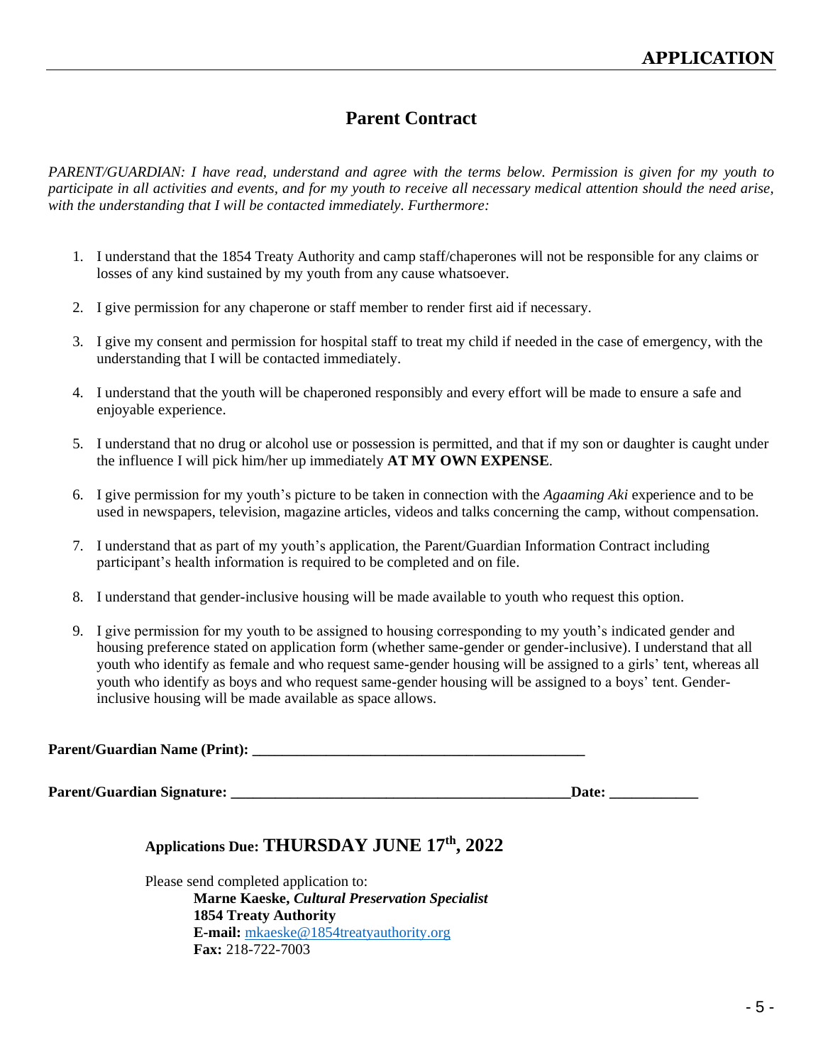# APPLICATION

## Parent Contract

*PARENT/GUARDIAN: I have read, understand and agree with the terms below. Permission is given for my youth to participate in all activities and events, and for my youth to receive all necessary medical attention should the need arise, with the understanding that I will be contacted immediately. Furthermore:*

1. I understand that the 1854 Treaty Authority and camp staff/chaperones will not be responsible for any claims or losses of any kind sustained by my youth from any cause whatsoever.
2. I give permission for any chaperone or staff member to render first aid if necessary.
3. I give my consent and permission for hospital staff to treat my child if needed in the case of emergency, with the understanding that I will be contacted immediately.
4. I understand that the youth will be chaperoned responsibly and every effort will be made to ensure a safe and enjoyable experience.
5. I understand that no drug or alcohol use or possession is permitted, and that if my son or daughter is caught under the influence I will pick him/her up immediately **AT MY OWN EXPENSE**.
6. I give permission for my youth's picture to be taken in connection with the *Agaaming Aki* experience and to be used in newspapers, television, magazine articles, videos and talks concerning the camp, without compensation.
7. I understand that as part of my youth's application, the Parent/Guardian Information Contract including participant's health information is required to be completed and on file.
8. I understand that gender-inclusive housing will be made available to youth who request this option.
9. I give permission for my youth to be assigned to housing corresponding to my youth's indicated gender and housing preference stated on application form (whether same-gender or gender-inclusive). I understand that all youth who identify as female and who request same-gender housing will be assigned to a girls' tent, whereas all youth who identify as boys and who request same-gender housing will be assigned to a boys' tent. Gender-inclusive housing will be made available as space allows.

**Parent/Guardian Name (Print): ______________________________________________**

**Parent/Guardian Signature: ______________________________________________Date: ____________**

### Applications Due: THURSDAY JUNE 17th, 2022

Please send completed application to:

**Marne Kaeske,** ***Cultural Preservation Specialist***
**1854 Treaty Authority**
**E-mail:** mkaeske@1854treatyauthority.org
**Fax:** 218-722-7003